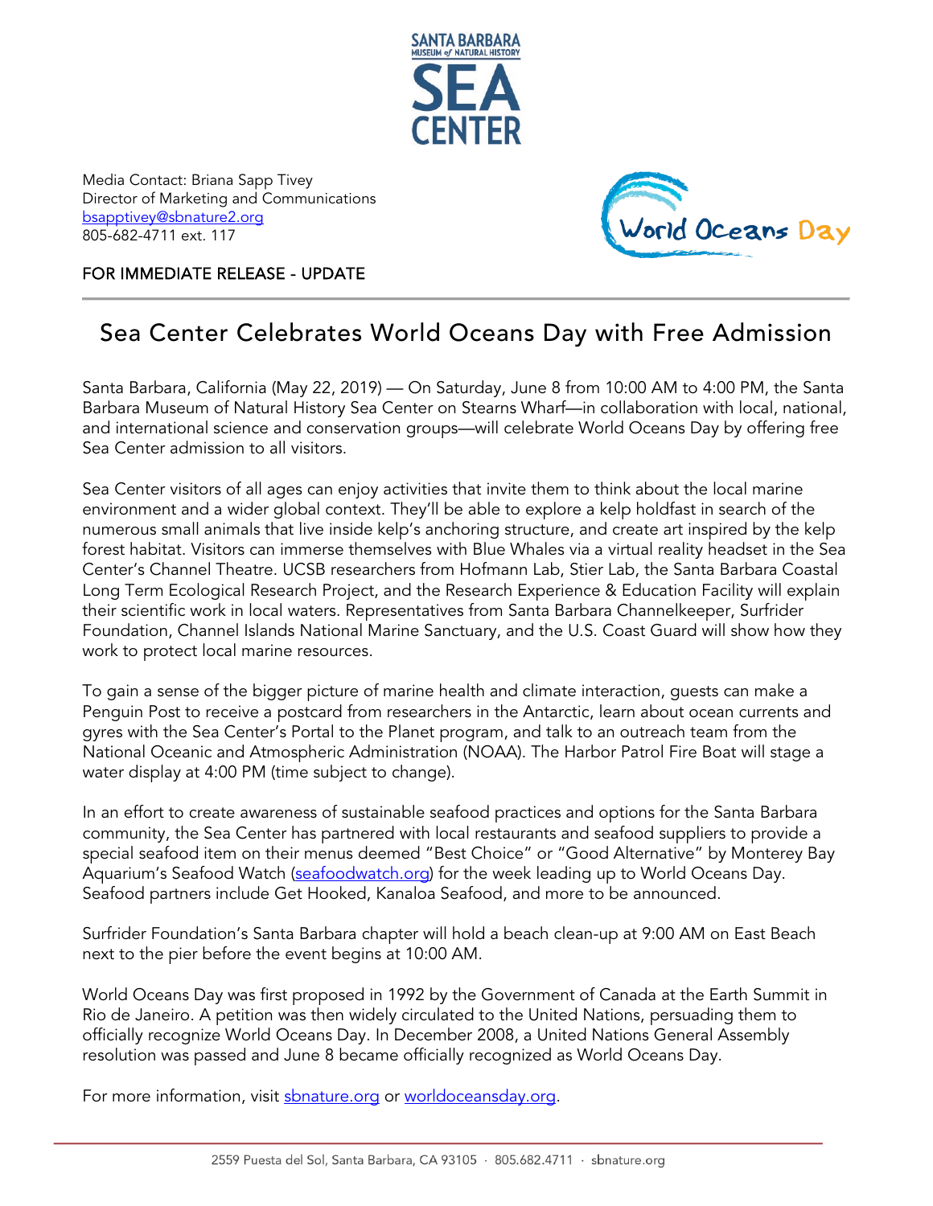Media Contact: Briana Sapp Tivey
Director of Marketing and Communications
[bsapptivey@sbnature2.org](mailto:bsapptivey@sbnature2.org)
805-682-4711 ext. 117

FOR IMMEDIATE RELEASE - UPDATE

# Sea Center Celebrates World Oceans Day with Free Admission

Santa Barbara, California (May 22, 2019) — On Saturday, June 8 from 10:00 AM to 4:00 PM, the Santa Barbara Museum of Natural History Sea Center on Stearns Wharf—in collaboration with local, national, and international science and conservation groups—will celebrate World Oceans Day by offering free Sea Center admission to all visitors.

Sea Center visitors of all ages can enjoy activities that invite them to think about the local marine environment and a wider global context. They'll be able to explore a kelp holdfast in search of the numerous small animals that live inside kelp's anchoring structure, and create art inspired by the kelp forest habitat. Visitors can immerse themselves with Blue Whales via a virtual reality headset in the Sea Center's Channel Theatre. UCSB researchers from Hofmann Lab, Stier Lab, the Santa Barbara Coastal Long Term Ecological Research Project, and the Research Experience & Education Facility will explain their scientific work in local waters. Representatives from Santa Barbara Channelkeeper, Surfrider Foundation, Channel Islands National Marine Sanctuary, and the U.S. Coast Guard will show how they work to protect local marine resources.

To gain a sense of the bigger picture of marine health and climate interaction, guests can make a Penguin Post to receive a postcard from researchers in the Antarctic, learn about ocean currents and gyres with the Sea Center's Portal to the Planet program, and talk to an outreach team from the National Oceanic and Atmospheric Administration (NOAA). The Harbor Patrol Fire Boat will stage a water display at 4:00 PM (time subject to change).

In an effort to create awareness of sustainable seafood practices and options for the Santa Barbara community, the Sea Center has partnered with local restaurants and seafood suppliers to provide a special seafood item on their menus deemed "Best Choice" or "Good Alternative" by Monterey Bay Aquarium's Seafood Watch ([seafoodwatch.org](http://seafoodwatch.org)) for the week leading up to World Oceans Day. Seafood partners include Get Hooked, Kanaloa Seafood, and more to be announced.

Surfrider Foundation's Santa Barbara chapter will hold a beach clean-up at 9:00 AM on East Beach next to the pier before the event begins at 10:00 AM.

World Oceans Day was first proposed in 1992 by the Government of Canada at the Earth Summit in Rio de Janeiro. A petition was then widely circulated to the United Nations, persuading them to officially recognize World Oceans Day. In December 2008, a United Nations General Assembly resolution was passed and June 8 became officially recognized as World Oceans Day.

For more information, visit [sbnature.org](http://sbnature.org) or [worldoceansday.org](http://worldoceansday.org).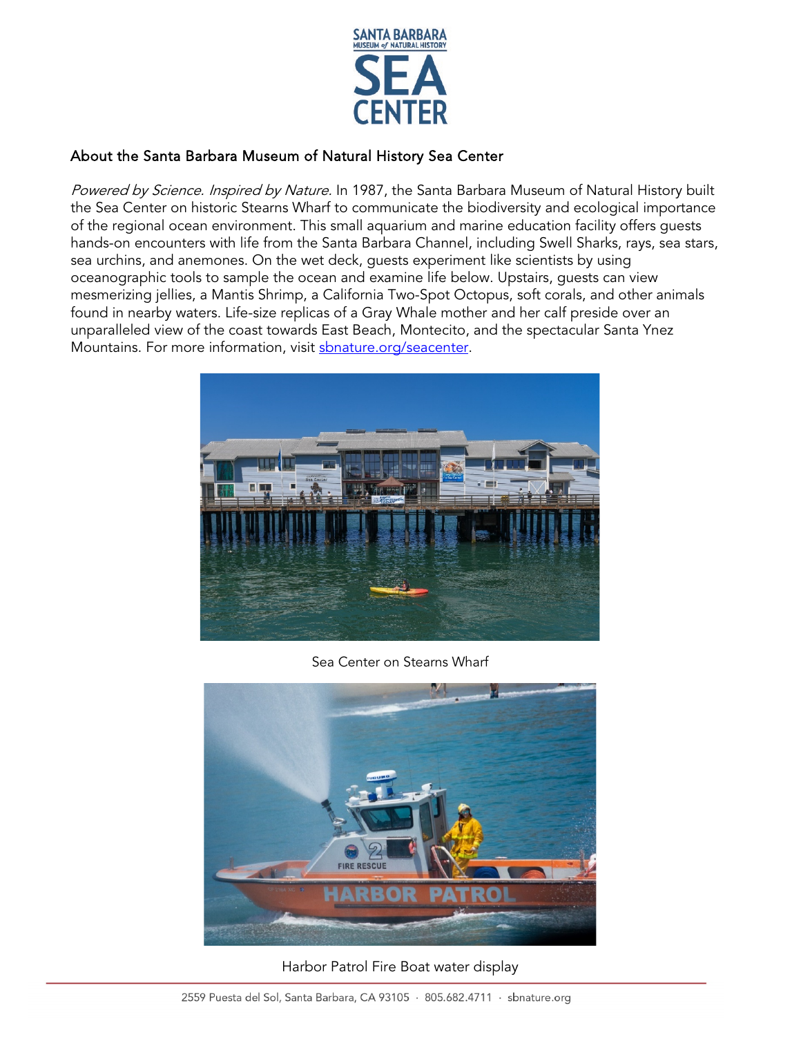## About the Santa Barbara Museum of Natural History Sea Center

*Powered by Science. Inspired by Nature.* In 1987, the Santa Barbara Museum of Natural History built the Sea Center on historic Stearns Wharf to communicate the biodiversity and ecological importance of the regional ocean environment. This small aquarium and marine education facility offers guests hands-on encounters with life from the Santa Barbara Channel, including Swell Sharks, rays, sea stars, sea urchins, and anemones. On the wet deck, guests experiment like scientists by using oceanographic tools to sample the ocean and examine life below. Upstairs, guests can view mesmerizing jellies, a Mantis Shrimp, a California Two-Spot Octopus, soft corals, and other animals found in nearby waters. Life-size replicas of a Gray Whale mother and her calf preside over an unparalleled view of the coast towards East Beach, Montecito, and the spectacular Santa Ynez Mountains. For more information, visit [sbnature.org/seacenter](https://sbnature.org/seacenter).

Sea Center on Stearns Wharf

Harbor Patrol Fire Boat water display